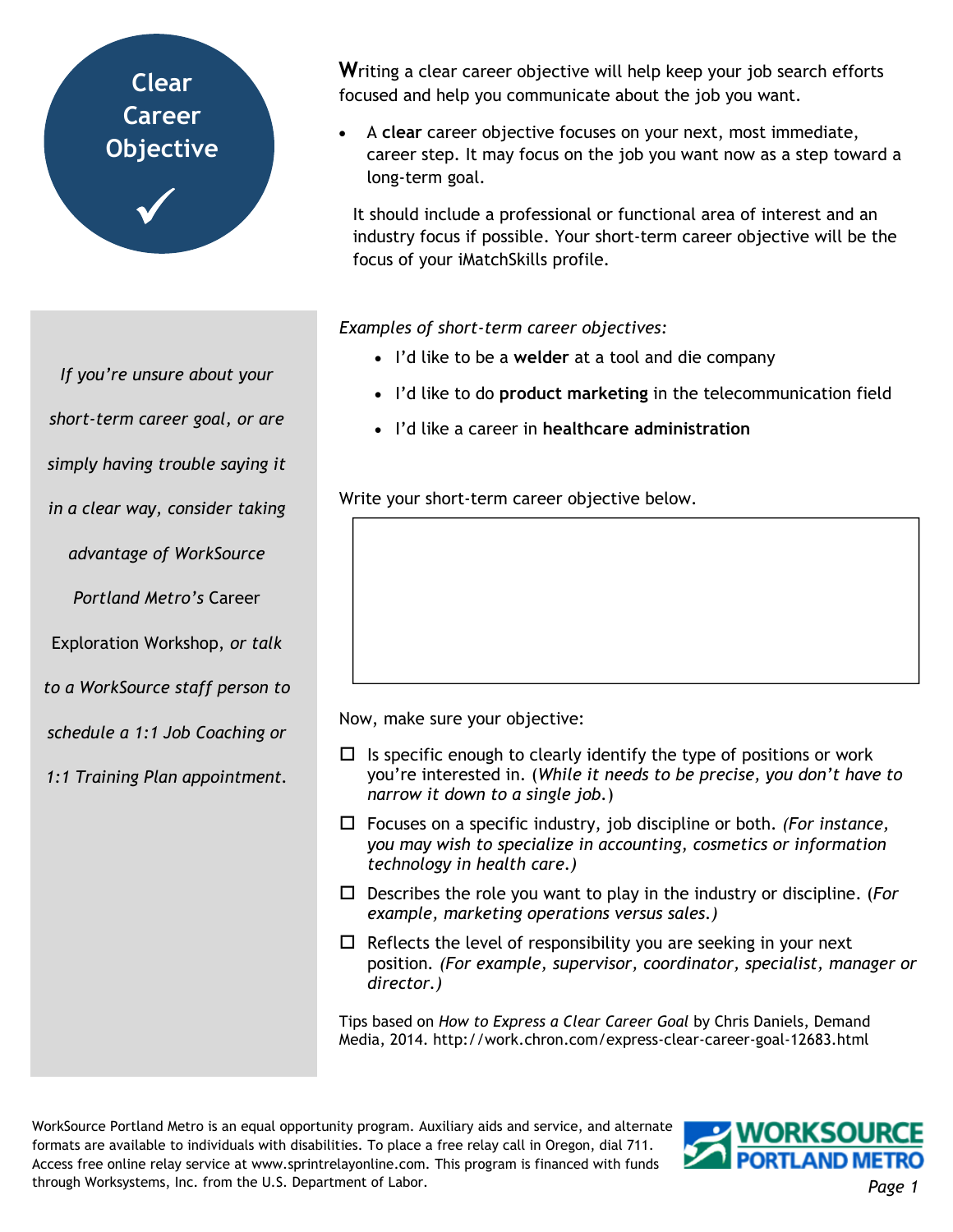# Clear Career Objective ✓

Writing a clear career objective will help keep your job search efforts focused and help you communicate about the job you want.

- A **clear** career objective focuses on your next, most immediate, career step. It may focus on the job you want now as a step toward a long-term goal.

It should include a professional or functional area of interest and an industry focus if possible. Your short-term career objective will be the focus of your iMatchSkills profile.

*If you're unsure about your short-term career goal, or are simply having trouble saying it in a clear way, consider taking advantage of WorkSource Portland Metro's* Career Exploration Workshop, *or talk to a WorkSource staff person to schedule a 1:1 Job Coaching or 1:1 Training Plan appointment.*

*Examples of short-term career objectives:*

- I'd like to be a **welder** at a tool and die company
- I'd like to do **product marketing** in the telecommunication field
- I'd like a career in **healthcare administration**

Write your short-term career objective below.

|   |
|---|
|   |

Now, make sure your objective:

- ☐ Is specific enough to clearly identify the type of positions or work you're interested in. (*While it needs to be precise, you don't have to narrow it down to a single job.*)
- ☐ Focuses on a specific industry, job discipline or both. *(For instance, you may wish to specialize in accounting, cosmetics or information technology in health care.)*
- ☐ Describes the role you want to play in the industry or discipline. (*For example, marketing operations versus sales.)*
- ☐ Reflects the level of responsibility you are seeking in your next position. *(For example, supervisor, coordinator, specialist, manager or director.)*

Tips based on *How to Express a Clear Career Goal* by Chris Daniels, Demand Media, 2014. http://work.chron.com/express-clear-career-goal-12683.html

WorkSource Portland Metro is an equal opportunity program. Auxiliary aids and service, and alternate formats are available to individuals with disabilities. To place a free relay call in Oregon, dial 711. Access free online relay service at www.sprintrelayonline.com. This program is financed with funds through Worksystems, Inc. from the U.S. Department of Labor.

WORKSOURCE PORTLAND METRO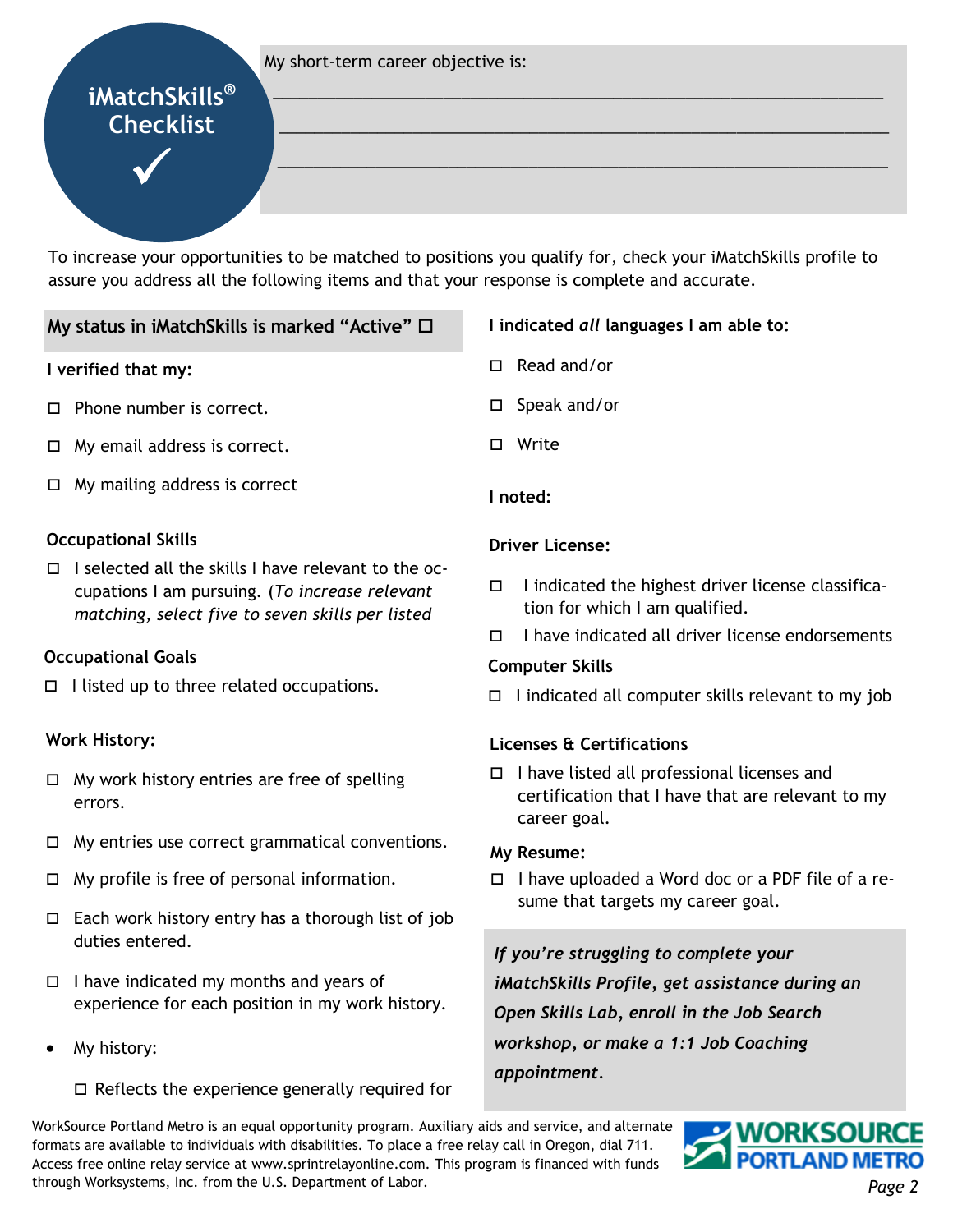# iMatchSkills® Checklist ✓

My short-term career objective is:

\_\_\_\_\_\_\_\_\_\_\_\_\_\_\_\_\_\_\_\_\_\_\_\_\_\_\_\_\_\_\_\_\_\_\_\_\_\_\_\_\_\_\_\_\_\_\_\_\_\_\_\_\_\_\_\_\_\_

\_\_\_\_\_\_\_\_\_\_\_\_\_\_\_\_\_\_\_\_\_\_\_\_\_\_\_\_\_\_\_\_\_\_\_\_\_\_\_\_\_\_\_\_\_\_\_\_\_\_\_\_\_\_\_\_\_\_

\_\_\_\_\_\_\_\_\_\_\_\_\_\_\_\_\_\_\_\_\_\_\_\_\_\_\_\_\_\_\_\_\_\_\_\_\_\_\_\_\_\_\_\_\_\_\_\_\_\_\_\_\_\_\_\_\_\_

To increase your opportunities to be matched to positions you qualify for, check your iMatchSkills profile to assure you address all the following items and that your response is complete and accurate.

**My status in iMatchSkills is marked "Active"** ☐

**I verified that my:**

- ☐ Phone number is correct.
- ☐ My email address is correct.
- ☐ My mailing address is correct

**Occupational Skills**

- ☐ I selected all the skills I have relevant to the occupations I am pursuing. (*To increase relevant matching, select five to seven skills per listed*

**Occupational Goals**

- ☐ I listed up to three related occupations.

**Work History:**

- ☐ My work history entries are free of spelling errors.
- ☐ My entries use correct grammatical conventions.
- ☐ My profile is free of personal information.
- ☐ Each work history entry has a thorough list of job duties entered.
- ☐ I have indicated my months and years of experience for each position in my work history.
- My history:
  - ☐ Reflects the experience generally required for

**I indicated *all* languages I am able to:**

- ☐ Read and/or
- ☐ Speak and/or
- ☐ Write

**I noted:**

**Driver License:**

- ☐ I indicated the highest driver license classification for which I am qualified.
- ☐ I have indicated all driver license endorsements

**Computer Skills**

- ☐ I indicated all computer skills relevant to my job

**Licenses & Certifications**

- ☐ I have listed all professional licenses and certification that I have that are relevant to my career goal.

**My Resume:**

- ☐ I have uploaded a Word doc or a PDF file of a resume that targets my career goal.

***If you're struggling to complete your iMatchSkills Profile, get assistance during an Open Skills Lab, enroll in the Job Search workshop, or make a 1:1 Job Coaching appointment.***

WorkSource Portland Metro is an equal opportunity program. Auxiliary aids and service, and alternate formats are available to individuals with disabilities. To place a free relay call in Oregon, dial 711. Access free online relay service at www.sprintrelayonline.com. This program is financed with funds through Worksystems, Inc. from the U.S. Department of Labor.

WORKSOURCE PORTLAND METRO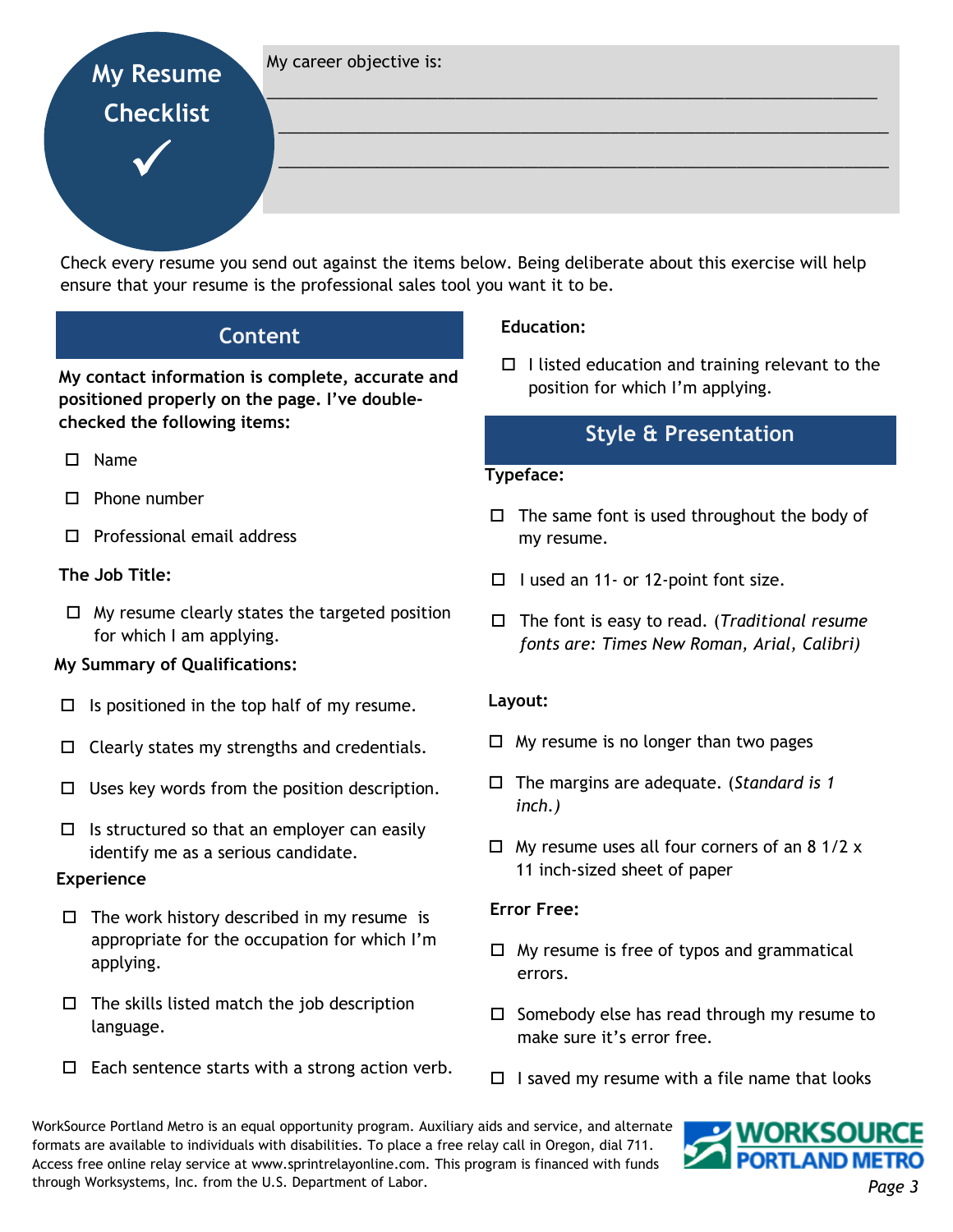# My Resume Checklist ✓

My career objective is:

\_\_\_\_\_\_\_\_\_\_\_\_\_\_\_\_\_\_\_\_\_\_\_\_\_\_\_\_\_\_\_\_\_\_\_\_\_\_\_\_\_\_\_\_\_\_\_\_\_\_\_\_\_\_\_\_\_\_\_\_

\_\_\_\_\_\_\_\_\_\_\_\_\_\_\_\_\_\_\_\_\_\_\_\_\_\_\_\_\_\_\_\_\_\_\_\_\_\_\_\_\_\_\_\_\_\_\_\_\_\_\_\_\_\_\_\_\_\_\_\_

\_\_\_\_\_\_\_\_\_\_\_\_\_\_\_\_\_\_\_\_\_\_\_\_\_\_\_\_\_\_\_\_\_\_\_\_\_\_\_\_\_\_\_\_\_\_\_\_\_\_\_\_\_\_\_\_\_\_\_\_

Check every resume you send out against the items below. Being deliberate about this exercise will help ensure that your resume is the professional sales tool you want it to be.

## Content

**My contact information is complete, accurate and positioned properly on the page. I've double-checked the following items:**

- ☐ Name
- ☐ Phone number
- ☐ Professional email address

**The Job Title:**

- ☐ My resume clearly states the targeted position for which I am applying.

**My Summary of Qualifications:**

- ☐ Is positioned in the top half of my resume.
- ☐ Clearly states my strengths and credentials.
- ☐ Uses key words from the position description.
- ☐ Is structured so that an employer can easily identify me as a serious candidate.

**Experience**

- ☐ The work history described in my resume is appropriate for the occupation for which I'm applying.
- ☐ The skills listed match the job description language.
- ☐ Each sentence starts with a strong action verb.

**Education:**

- ☐ I listed education and training relevant to the position for which I'm applying.

## Style & Presentation

**Typeface:**

- ☐ The same font is used throughout the body of my resume.
- ☐ I used an 11- or 12-point font size.
- ☐ The font is easy to read. (*Traditional resume fonts are: Times New Roman, Arial, Calibri)*

**Layout:**

- ☐ My resume is no longer than two pages
- ☐ The margins are adequate. (*Standard is 1 inch.)*
- ☐ My resume uses all four corners of an 8 1/2 x 11 inch-sized sheet of paper

**Error Free:**

- ☐ My resume is free of typos and grammatical errors.
- ☐ Somebody else has read through my resume to make sure it's error free.
- ☐ I saved my resume with a file name that looks

WorkSource Portland Metro is an equal opportunity program. Auxiliary aids and service, and alternate formats are available to individuals with disabilities. To place a free relay call in Oregon, dial 711. Access free online relay service at www.sprintrelayonline.com. This program is financed with funds through Worksystems, Inc. from the U.S. Department of Labor.

WORKSOURCE PORTLAND METRO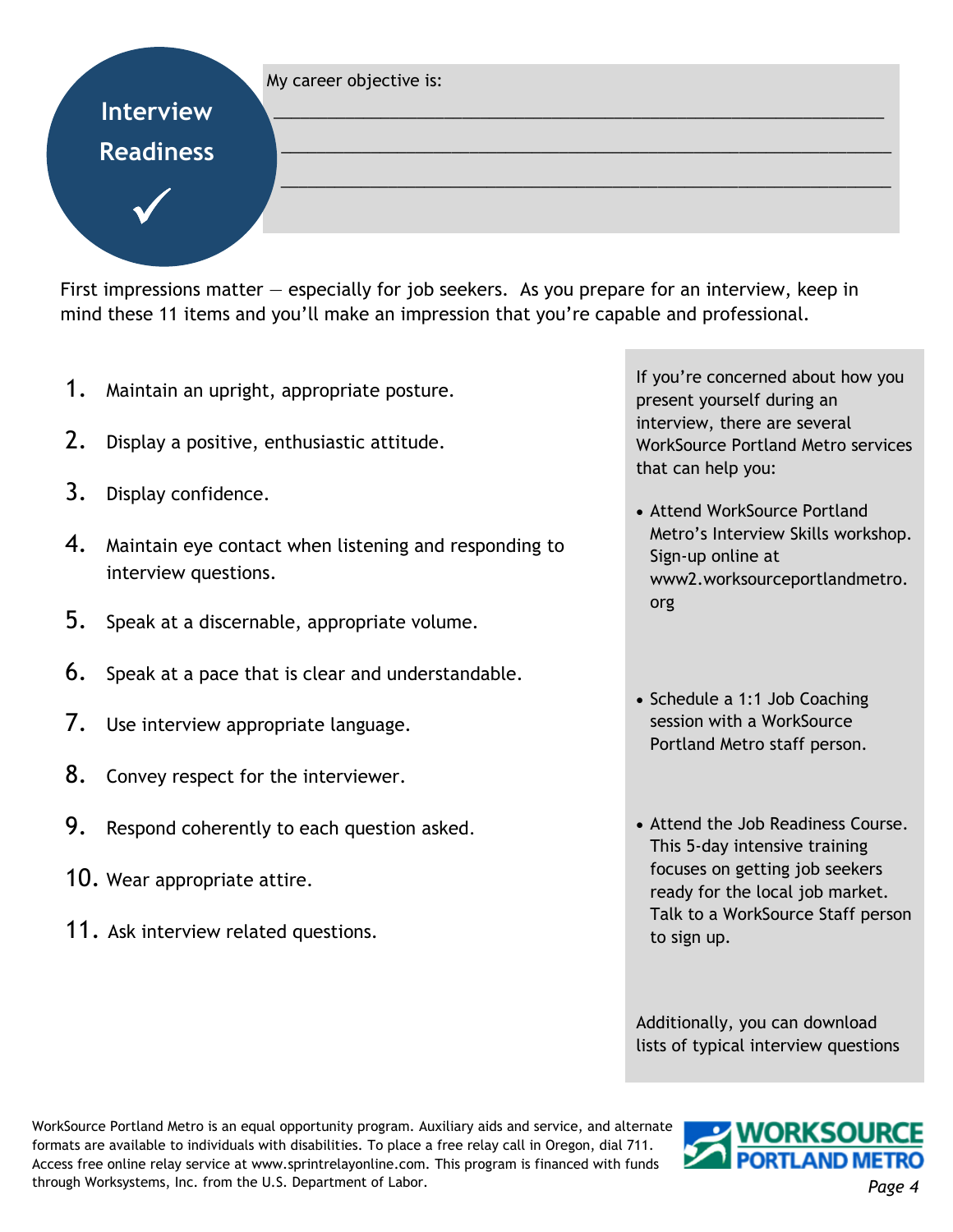# Interview Readiness ✓

My career objective is:

\_\_\_\_\_\_\_\_\_\_\_\_\_\_\_\_\_\_\_\_\_\_\_\_\_\_\_\_\_\_\_\_\_\_\_\_\_\_\_\_\_\_\_\_\_\_\_\_\_\_\_\_\_\_\_\_\_\_\_\_

\_\_\_\_\_\_\_\_\_\_\_\_\_\_\_\_\_\_\_\_\_\_\_\_\_\_\_\_\_\_\_\_\_\_\_\_\_\_\_\_\_\_\_\_\_\_\_\_\_\_\_\_\_\_\_\_\_\_\_\_

\_\_\_\_\_\_\_\_\_\_\_\_\_\_\_\_\_\_\_\_\_\_\_\_\_\_\_\_\_\_\_\_\_\_\_\_\_\_\_\_\_\_\_\_\_\_\_\_\_\_\_\_\_\_\_\_\_\_\_\_

First impressions matter — especially for job seekers. As you prepare for an interview, keep in mind these 11 items and you'll make an impression that you're capable and professional.

1. Maintain an upright, appropriate posture.
2. Display a positive, enthusiastic attitude.
3. Display confidence.
4. Maintain eye contact when listening and responding to interview questions.
5. Speak at a discernable, appropriate volume.
6. Speak at a pace that is clear and understandable.
7. Use interview appropriate language.
8. Convey respect for the interviewer.
9. Respond coherently to each question asked.
10. Wear appropriate attire.
11. Ask interview related questions.

If you're concerned about how you present yourself during an interview, there are several WorkSource Portland Metro services that can help you:

- Attend WorkSource Portland Metro's Interview Skills workshop. Sign-up online at www2.worksourceportlandmetro.org
- Schedule a 1:1 Job Coaching session with a WorkSource Portland Metro staff person.
- Attend the Job Readiness Course. This 5-day intensive training focuses on getting job seekers ready for the local job market. Talk to a WorkSource Staff person to sign up.

Additionally, you can download lists of typical interview questions

WorkSource Portland Metro is an equal opportunity program. Auxiliary aids and service, and alternate formats are available to individuals with disabilities. To place a free relay call in Oregon, dial 711. Access free online relay service at www.sprintrelayonline.com. This program is financed with funds through Worksystems, Inc. from the U.S. Department of Labor.

WORKSOURCE PORTLAND METRO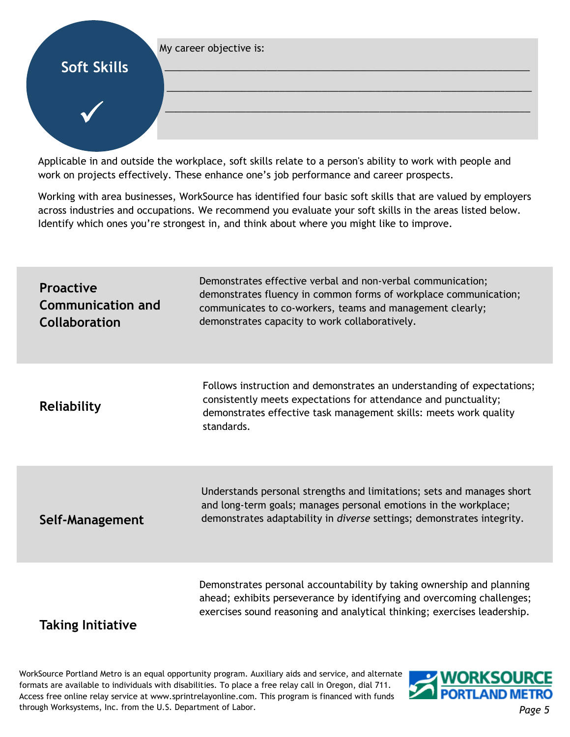# Soft Skills ✓

My career objective is:

\_\_\_\_\_\_\_\_\_\_\_\_\_\_\_\_\_\_\_\_\_\_\_\_\_\_\_\_\_\_\_\_\_\_\_\_\_\_\_\_\_\_\_\_\_\_\_\_\_\_\_\_\_\_\_\_\_\_\_\_

\_\_\_\_\_\_\_\_\_\_\_\_\_\_\_\_\_\_\_\_\_\_\_\_\_\_\_\_\_\_\_\_\_\_\_\_\_\_\_\_\_\_\_\_\_\_\_\_\_\_\_\_\_\_\_\_\_\_\_\_

\_\_\_\_\_\_\_\_\_\_\_\_\_\_\_\_\_\_\_\_\_\_\_\_\_\_\_\_\_\_\_\_\_\_\_\_\_\_\_\_\_\_\_\_\_\_\_\_\_\_\_\_\_\_\_\_\_\_\_\_

Applicable in and outside the workplace, soft skills relate to a person's ability to work with people and work on projects effectively. These enhance one's job performance and career prospects.

Working with area businesses, WorkSource has identified four basic soft skills that are valued by employers across industries and occupations. We recommend you evaluate your soft skills in the areas listed below. Identify which ones you're strongest in, and think about where you might like to improve.

| | |
|---|---|
| **Proactive Communication and Collaboration** | Demonstrates effective verbal and non-verbal communication; demonstrates fluency in common forms of workplace communication; communicates to co-workers, teams and management clearly; demonstrates capacity to work collaboratively. |
| **Reliability** | Follows instruction and demonstrates an understanding of expectations; consistently meets expectations for attendance and punctuality; demonstrates effective task management skills: meets work quality standards. |
| **Self-Management** | Understands personal strengths and limitations; sets and manages short and long-term goals; manages personal emotions in the workplace; demonstrates adaptability in *diverse* settings; demonstrates integrity. |
| **Taking Initiative** | Demonstrates personal accountability by taking ownership and planning ahead; exhibits perseverance by identifying and overcoming challenges; exercises sound reasoning and analytical thinking; exercises leadership. |

WorkSource Portland Metro is an equal opportunity program. Auxiliary aids and service, and alternate formats are available to individuals with disabilities. To place a free relay call in Oregon, dial 711. Access free online relay service at www.sprintrelayonline.com. This program is financed with funds through Worksystems, Inc. from the U.S. Department of Labor.

WORKSOURCE PORTLAND METRO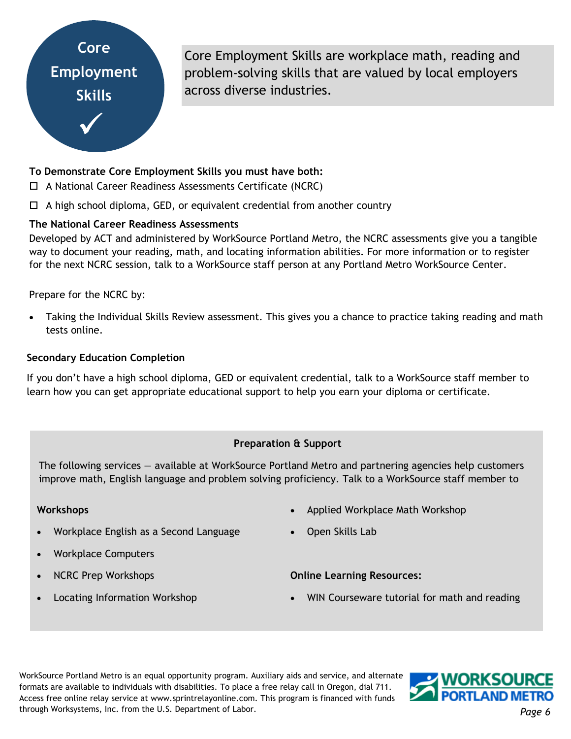# Core Employment Skills ✓

Core Employment Skills are workplace math, reading and problem-solving skills that are valued by local employers across diverse industries.

**To Demonstrate Core Employment Skills you must have both:**

- ☐ A National Career Readiness Assessments Certificate (NCRC)
- ☐ A high school diploma, GED, or equivalent credential from another country

**The National Career Readiness Assessments**

Developed by ACT and administered by WorkSource Portland Metro, the NCRC assessments give you a tangible way to document your reading, math, and locating information abilities. For more information or to register for the next NCRC session, talk to a WorkSource staff person at any Portland Metro WorkSource Center.

Prepare for the NCRC by:

- Taking the Individual Skills Review assessment. This gives you a chance to practice taking reading and math tests online.

**Secondary Education Completion**

If you don't have a high school diploma, GED or equivalent credential, talk to a WorkSource staff member to learn how you can get appropriate educational support to help you earn your diploma or certificate.

**Preparation & Support**

The following services — available at WorkSource Portland Metro and partnering agencies help customers improve math, English language and problem solving proficiency. Talk to a WorkSource staff member to

**Workshops**

- Workplace English as a Second Language
- Workplace Computers
- NCRC Prep Workshops
- Locating Information Workshop
- Applied Workplace Math Workshop
- Open Skills Lab

**Online Learning Resources:**

- WIN Courseware tutorial for math and reading

WorkSource Portland Metro is an equal opportunity program. Auxiliary aids and service, and alternate formats are available to individuals with disabilities. To place a free relay call in Oregon, dial 711. Access free online relay service at www.sprintrelayonline.com. This program is financed with funds through Worksystems, Inc. from the U.S. Department of Labor.

WORKSOURCE PORTLAND METRO